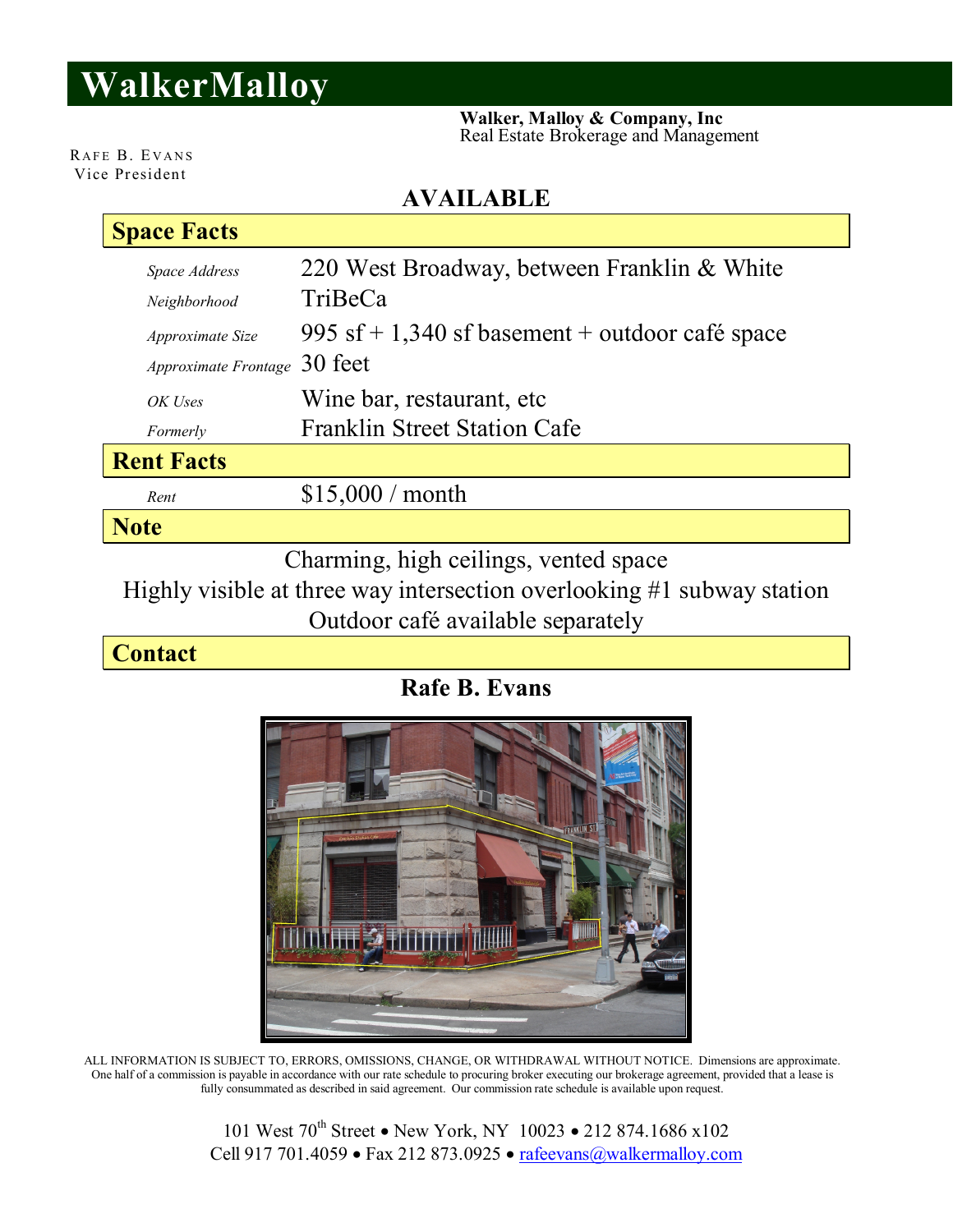# WalkerMalloy

**Walker, Malloy & Company, Inc**
Real Estate Brokerage and Management

RAFE B. EVANS
Vice President

## AVAILABLE

## Space Facts

| | |
|---|---|
| *Space Address* | 220 West Broadway, between Franklin & White |
| *Neighborhood* | TriBeCa |
| *Approximate Size* | 995 sf + 1,340 sf basement + outdoor café space |
| *Approximate Frontage* | 30 feet |
| *OK Uses* | Wine bar, restaurant, etc |
| *Formerly* | Franklin Street Station Cafe |

## Rent Facts

| | |
|---|---|
| *Rent* | $15,000 / month |

## Note

Charming, high ceilings, vented space

Highly visible at three way intersection overlooking #1 subway station

Outdoor café available separately

## Contact

**Rafe B. Evans**

ALL INFORMATION IS SUBJECT TO, ERRORS, OMISSIONS, CHANGE, OR WITHDRAWAL WITHOUT NOTICE. Dimensions are approximate. One half of a commission is payable in accordance with our rate schedule to procuring broker executing our brokerage agreement, provided that a lease is fully consummated as described in said agreement. Our commission rate schedule is available upon request.

101 West 70th Street • New York, NY 10023 • 212 874.1686 x102
Cell 917 701.4059 • Fax 212 873.0925 • rafeevans@walkermalloy.com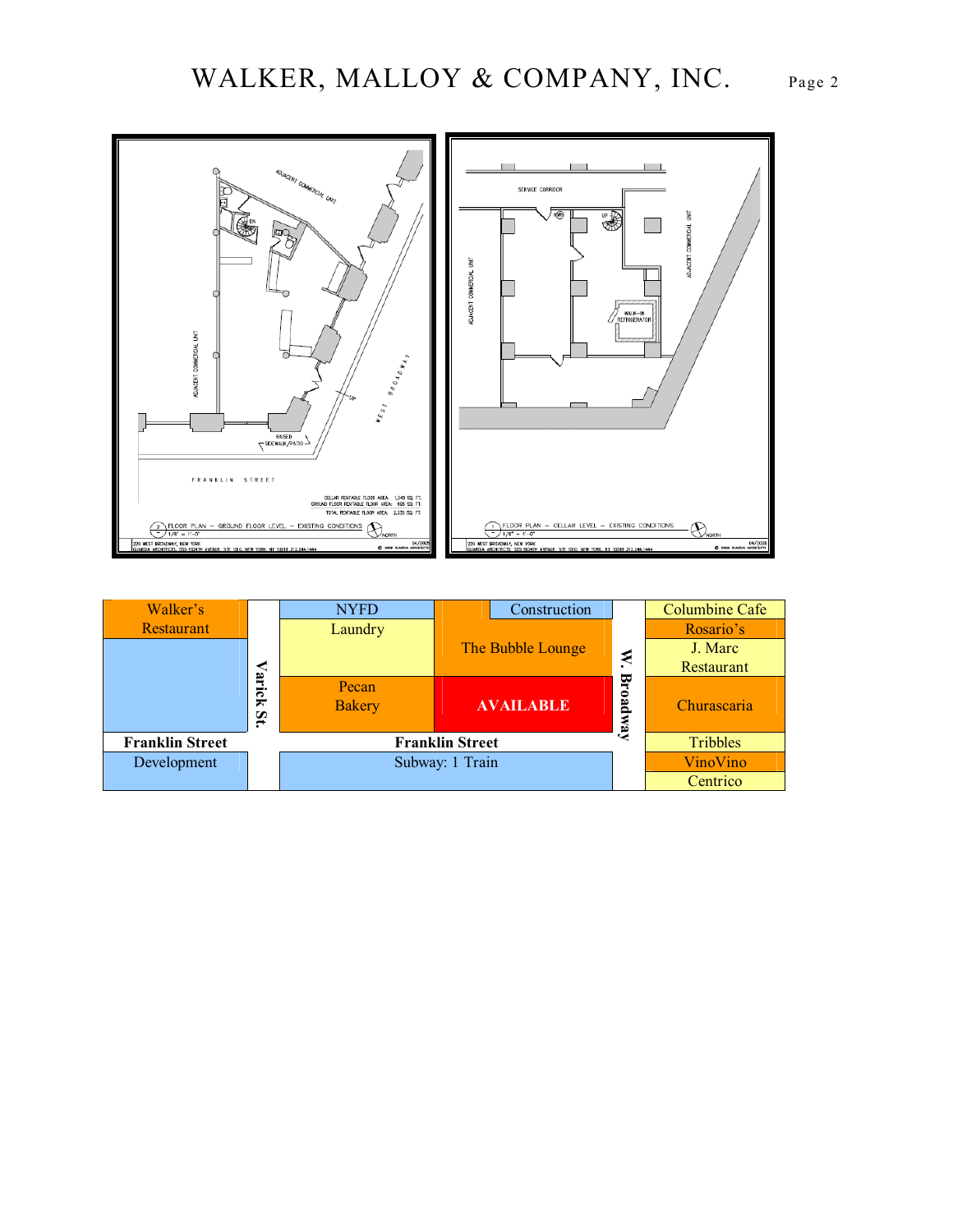# WALKER, MALLOY & COMPANY, INC.

ADJACENT COMMERCIAL UNIT

DN

ADJACENT COMMERCIAL UNIT

UP

WEST BROADWAY

RAISED SIDEWALK/PATIO

FRANKLIN STREET

CELLAR RENTABLE FLOOR AREA: 1,340 SQ. FT.
GROUND FLOOR RENTABLE FLOOR AREA: 995 SQ. FT.
TOTAL RENTABLE FLOOR AREA: 2,335 SQ. FT.

2 FLOOR PLAN – GROUND FLOOR LEVEL – EXISTING CONDITIONS
1/8" = 1'-0"

NORTH

220 WEST BROADWAY, NEW YORK

SERVICE CORRIDOR

UP

ADJACENT COMMERCIAL UNIT

ADJACENT COMMERCIAL UNIT

WALK-IN REFRIGERATOR

1 FLOOR PLAN – CELLAR LEVEL – EXISTING CONDITIONS
1/8" = 1'-0"

NORTH

220 WEST BROADWAY, NEW YORK

| | | | | | |
|---|---|---|---|---|---|
| Walker's Restaurant | Varick St. | NYFD | Construction | W. Broadway | Columbine Cafe |
| | | Laundry | The Bubble Lounge | | Rosario's |
| | | | | | J. Marc Restaurant |
| | | Pecan Bakery | **AVAILABLE** | | Churascaria |
| **Franklin Street** | | **Franklin Street** | | | Tribbles |
| Development | | Subway: 1 Train | | | VinoVino |
| | | | | | Centrico |